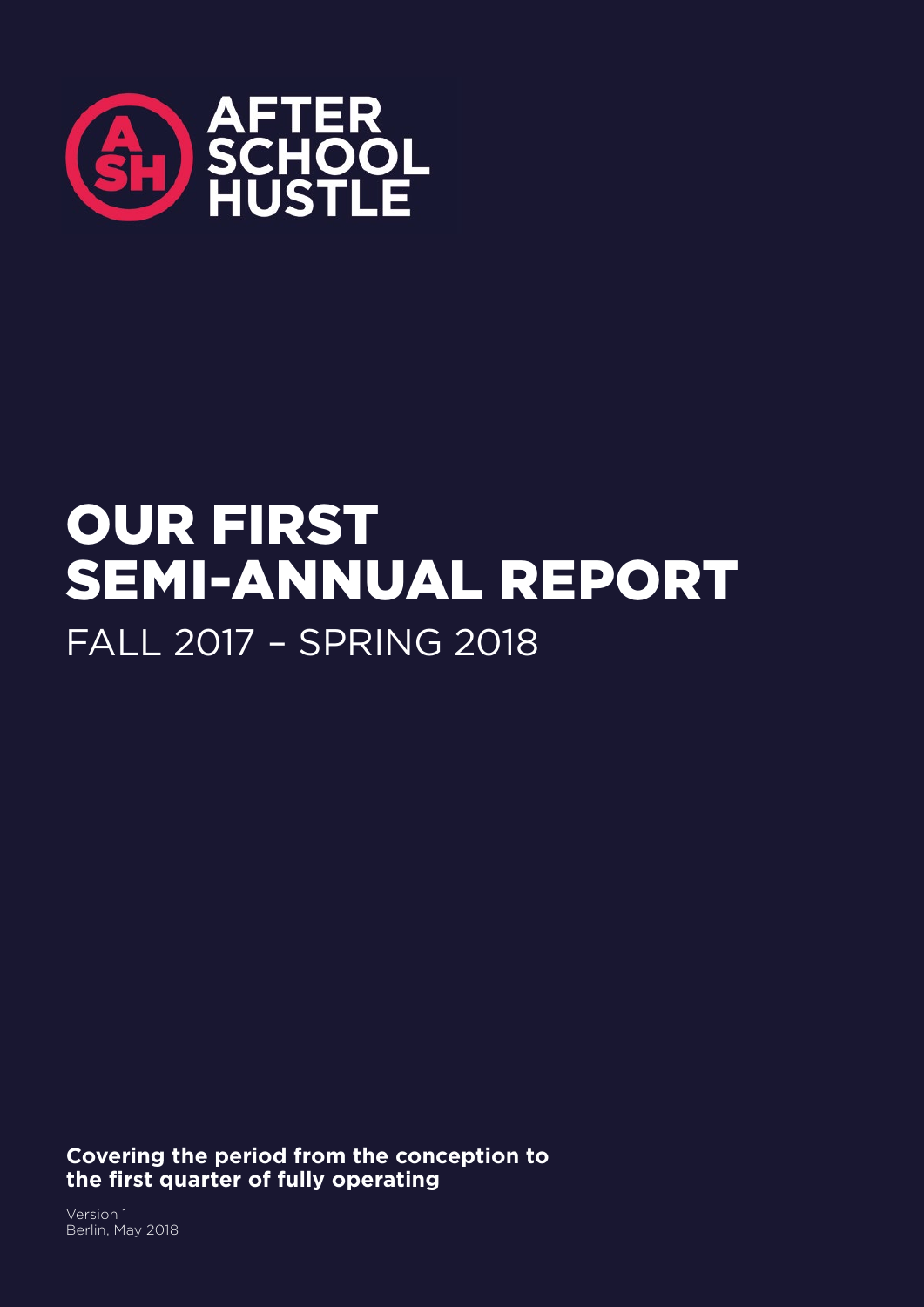AFTER SCHOOL HUSTLE

# OUR FIRST SEMI-ANNUAL REPORT

## FALL 2017 – SPRING 2018

**Covering the period from the conception to the first quarter of fully operating**

Version 1
Berlin, May 2018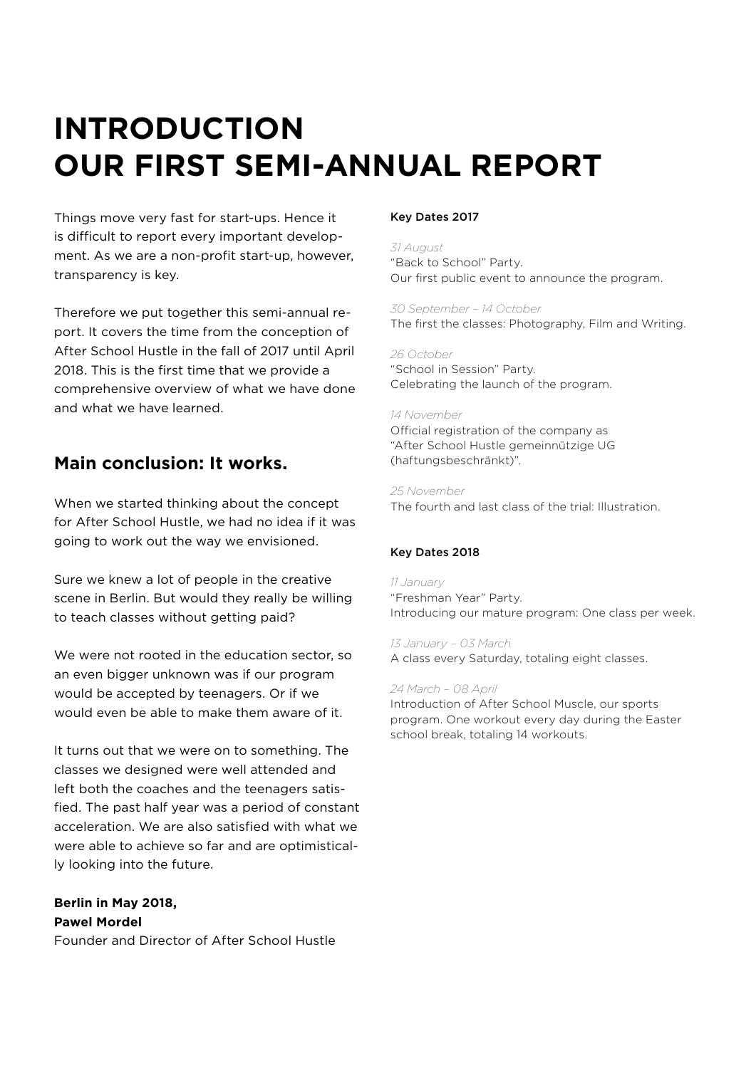# INTRODUCTION
# OUR FIRST SEMI-ANNUAL REPORT

Things move very fast for start-ups. Hence it is difficult to report every important development. As we are a non-profit start-up, however, transparency is key.

Therefore we put together this semi-annual report. It covers the time from the conception of After School Hustle in the fall of 2017 until April 2018. This is the first time that we provide a comprehensive overview of what we have done and what we have learned.

## Main conclusion: It works.

When we started thinking about the concept for After School Hustle, we had no idea if it was going to work out the way we envisioned.

Sure we knew a lot of people in the creative scene in Berlin. But would they really be willing to teach classes without getting paid?

We were not rooted in the education sector, so an even bigger unknown was if our program would be accepted by teenagers. Or if we would even be able to make them aware of it.

It turns out that we were on to something. The classes we designed were well attended and left both the coaches and the teenagers satisfied. The past half year was a period of constant acceleration. We are also satisfied with what we were able to achieve so far and are optimistically looking into the future.

**Berlin in May 2018,**
**Pawel Mordel**
Founder and Director of After School Hustle

### Key Dates 2017

*31 August*
"Back to School" Party.
Our first public event to announce the program.

*30 September – 14 October*
The first the classes: Photography, Film and Writing.

*26 October*
"School in Session" Party.
Celebrating the launch of the program.

*14 November*
Official registration of the company as "After School Hustle gemeinnützige UG (haftungsbeschränkt)".

*25 November*
The fourth and last class of the trial: Illustration.

### Key Dates 2018

*11 January*
"Freshman Year" Party.
Introducing our mature program: One class per week.

*13 January – 03 March*
A class every Saturday, totaling eight classes.

*24 March – 08 April*
Introduction of After School Muscle, our sports program. One workout every day during the Easter school break, totaling 14 workouts.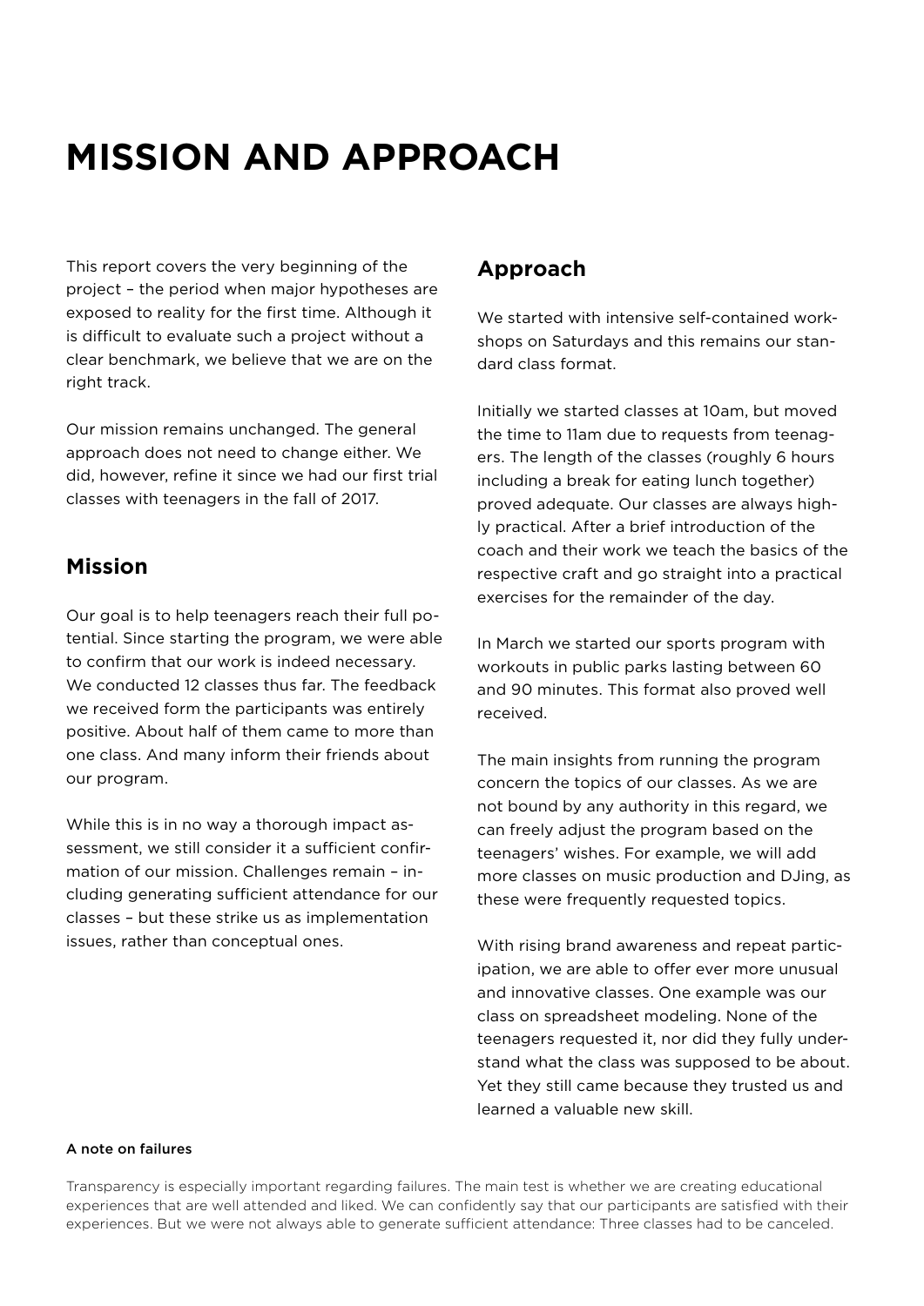# MISSION AND APPROACH

This report covers the very beginning of the project – the period when major hypotheses are exposed to reality for the first time. Although it is difficult to evaluate such a project without a clear benchmark, we believe that we are on the right track.

Our mission remains unchanged. The general approach does not need to change either. We did, however, refine it since we had our first trial classes with teenagers in the fall of 2017.

## Mission

Our goal is to help teenagers reach their full potential. Since starting the program, we were able to confirm that our work is indeed necessary. We conducted 12 classes thus far. The feedback we received form the participants was entirely positive. About half of them came to more than one class. And many inform their friends about our program.

While this is in no way a thorough impact assessment, we still consider it a sufficient confirmation of our mission. Challenges remain – including generating sufficient attendance for our classes – but these strike us as implementation issues, rather than conceptual ones.

## Approach

We started with intensive self-contained workshops on Saturdays and this remains our standard class format.

Initially we started classes at 10am, but moved the time to 11am due to requests from teenagers. The length of the classes (roughly 6 hours including a break for eating lunch together) proved adequate. Our classes are always highly practical. After a brief introduction of the coach and their work we teach the basics of the respective craft and go straight into a practical exercises for the remainder of the day.

In March we started our sports program with workouts in public parks lasting between 60 and 90 minutes. This format also proved well received.

The main insights from running the program concern the topics of our classes. As we are not bound by any authority in this regard, we can freely adjust the program based on the teenagers' wishes. For example, we will add more classes on music production and DJing, as these were frequently requested topics.

With rising brand awareness and repeat participation, we are able to offer ever more unusual and innovative classes. One example was our class on spreadsheet modeling. None of the teenagers requested it, nor did they fully understand what the class was supposed to be about. Yet they still came because they trusted us and learned a valuable new skill.

#### A note on failures

Transparency is especially important regarding failures. The main test is whether we are creating educational experiences that are well attended and liked. We can confidently say that our participants are satisfied with their experiences. But we were not always able to generate sufficient attendance: Three classes had to be canceled.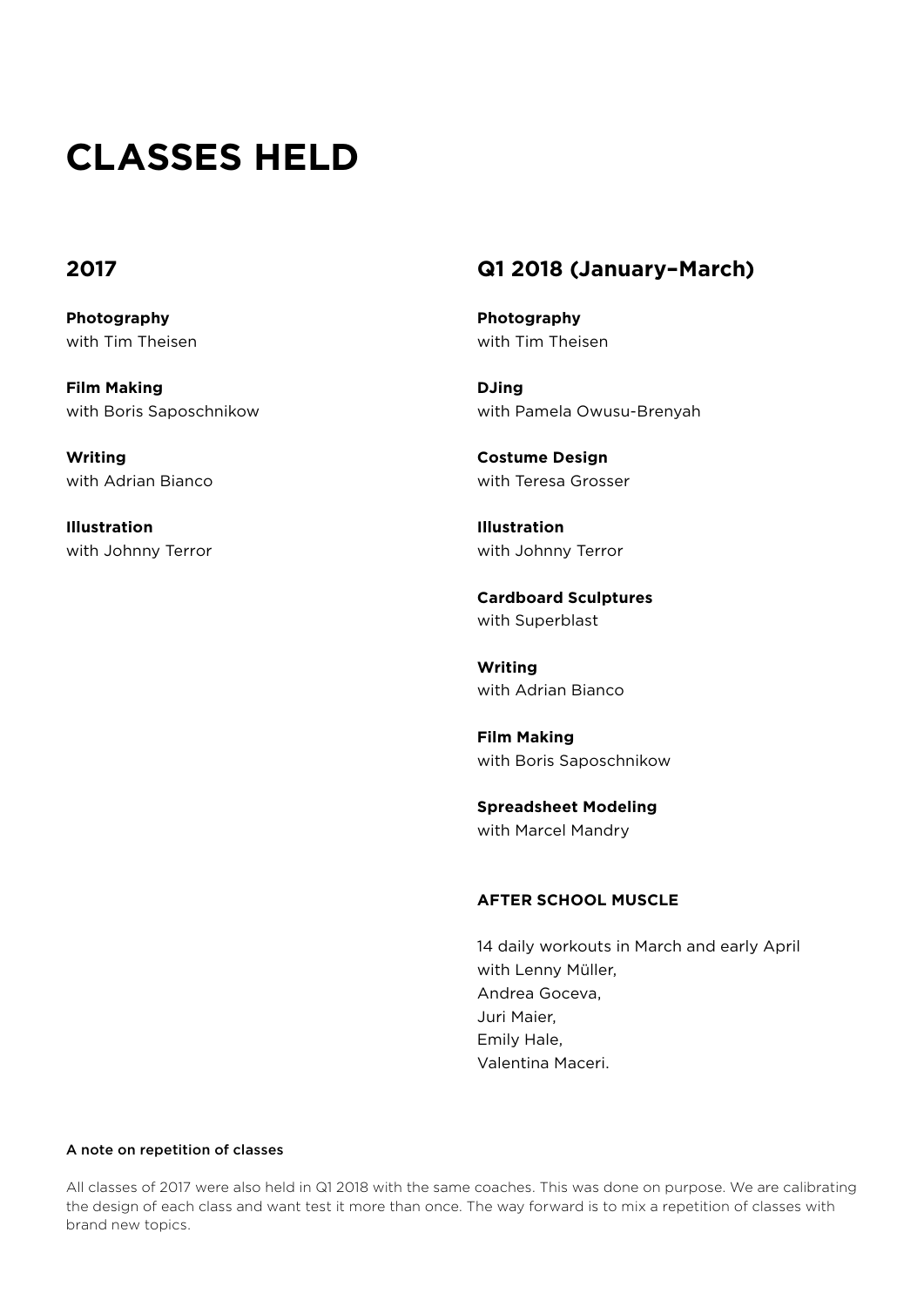# CLASSES HELD

## 2017

**Photography**
with Tim Theisen

**Film Making**
with Boris Saposchnikow

**Writing**
with Adrian Bianco

**Illustration**
with Johnny Terror

## Q1 2018 (January–March)

**Photography**
with Tim Theisen

**DJing**
with Pamela Owusu-Brenyah

**Costume Design**
with Teresa Grosser

**Illustration**
with Johnny Terror

**Cardboard Sculptures**
with Superblast

**Writing**
with Adrian Bianco

**Film Making**
with Boris Saposchnikow

**Spreadsheet Modeling**
with Marcel Mandry

### AFTER SCHOOL MUSCLE

14 daily workouts in March and early April
with Lenny Müller,
Andrea Goceva,
Juri Maier,
Emily Hale,
Valentina Maceri.

#### A note on repetition of classes

All classes of 2017 were also held in Q1 2018 with the same coaches. This was done on purpose. We are calibrating the design of each class and want test it more than once. The way forward is to mix a repetition of classes with brand new topics.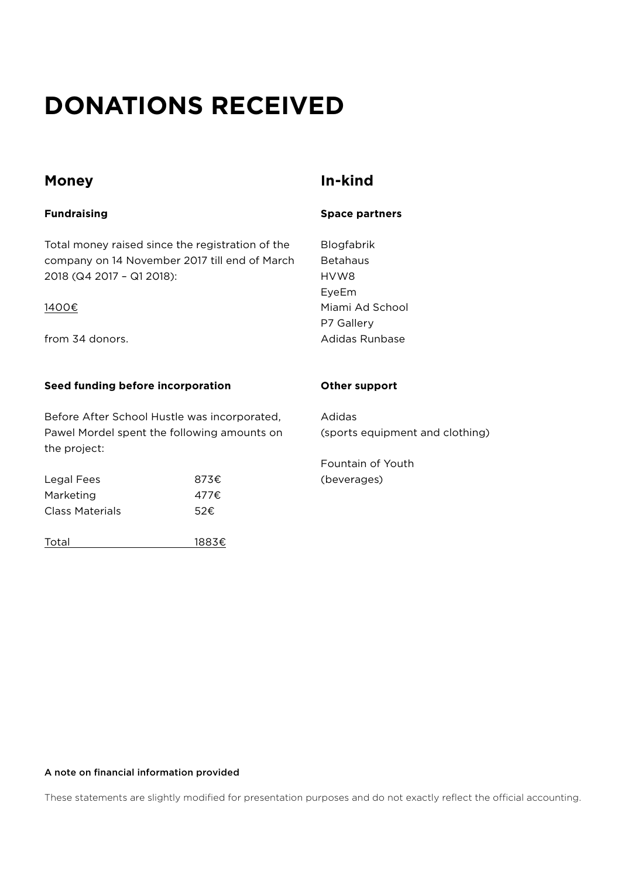# DONATIONS RECEIVED

## Money

### Fundraising

Total money raised since the registration of the company on 14 November 2017 till end of March 2018 (Q4 2017 – Q1 2018):

1400€

from 34 donors.

### Seed funding before incorporation

Before After School Hustle was incorporated, Pawel Mordel spent the following amounts on the project:

| | |
|---|---|
| Legal Fees | 873€ |
| Marketing | 477€ |
| Class Materials | 52€ |
| Total | 1883€ |

## In-kind

### Space partners

Blogfabrik
Betahaus
HVW8
EyeEm
Miami Ad School
P7 Gallery
Adidas Runbase

### Other support

Adidas
(sports equipment and clothing)

Fountain of Youth
(beverages)

**A note on financial information provided**

These statements are slightly modified for presentation purposes and do not exactly reflect the official accounting.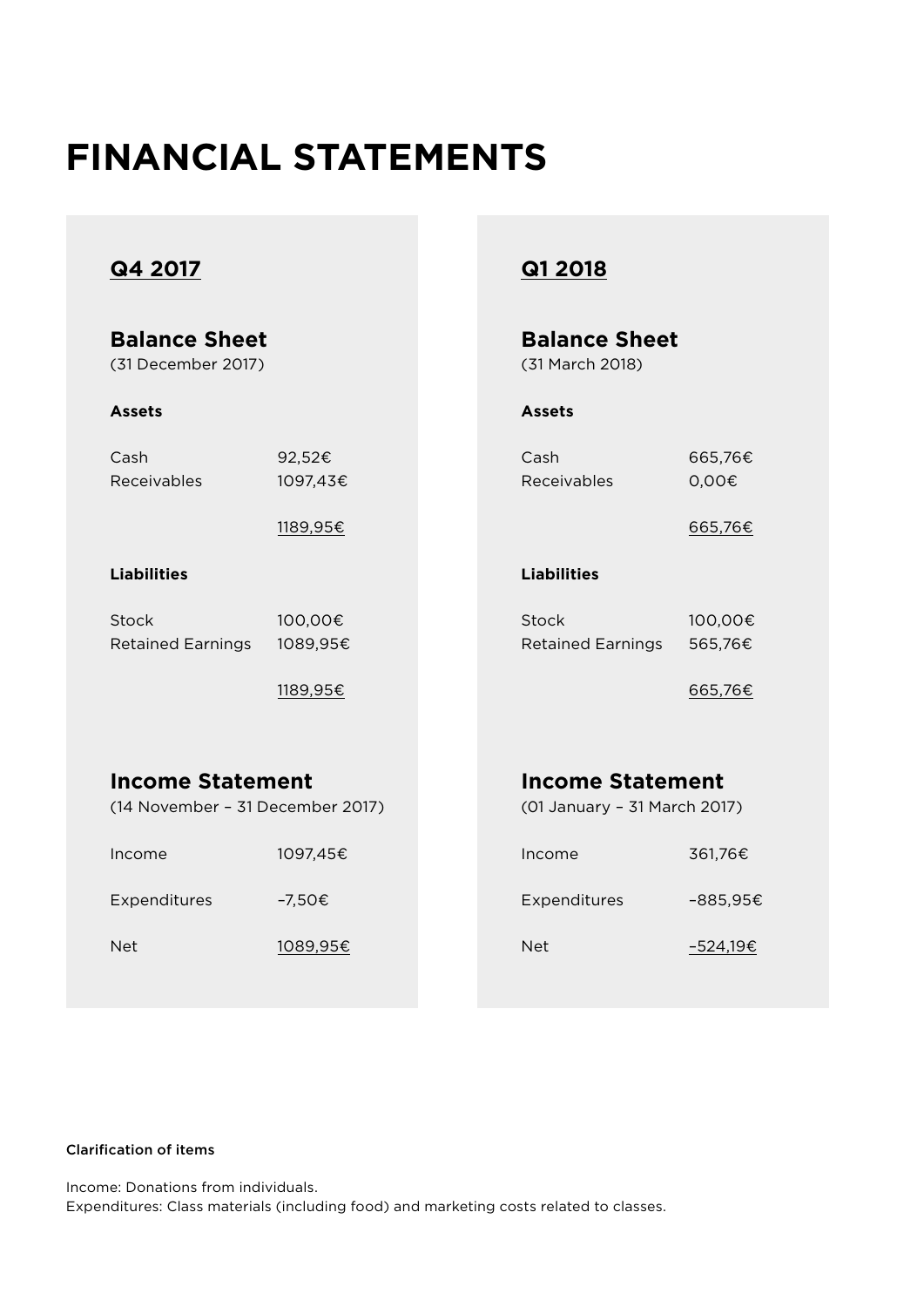# FINANCIAL STATEMENTS

## Q4 2017

### Balance Sheet

(31 December 2017)

**Assets**

| | |
|---|---|
| Cash | 92,52€ |
| Receivables | 1097,43€ |
| | 1189,95€ |

**Liabilities**

| | |
|---|---|
| Stock | 100,00€ |
| Retained Earnings | 1089,95€ |
| | 1189,95€ |

### Income Statement

(14 November – 31 December 2017)

| | |
|---|---|
| Income | 1097,45€ |
| Expenditures | –7,50€ |
| Net | 1089,95€ |

## Q1 2018

### Balance Sheet

(31 March 2018)

**Assets**

| | |
|---|---|
| Cash | 665,76€ |
| Receivables | 0,00€ |
| | 665,76€ |

**Liabilities**

| | |
|---|---|
| Stock | 100,00€ |
| Retained Earnings | 565,76€ |
| | 665,76€ |

### Income Statement

(01 January – 31 March 2017)

| | |
|---|---|
| Income | 361,76€ |
| Expenditures | –885,95€ |
| Net | –524,19€ |

**Clarification of items**

Income: Donations from individuals.
Expenditures: Class materials (including food) and marketing costs related to classes.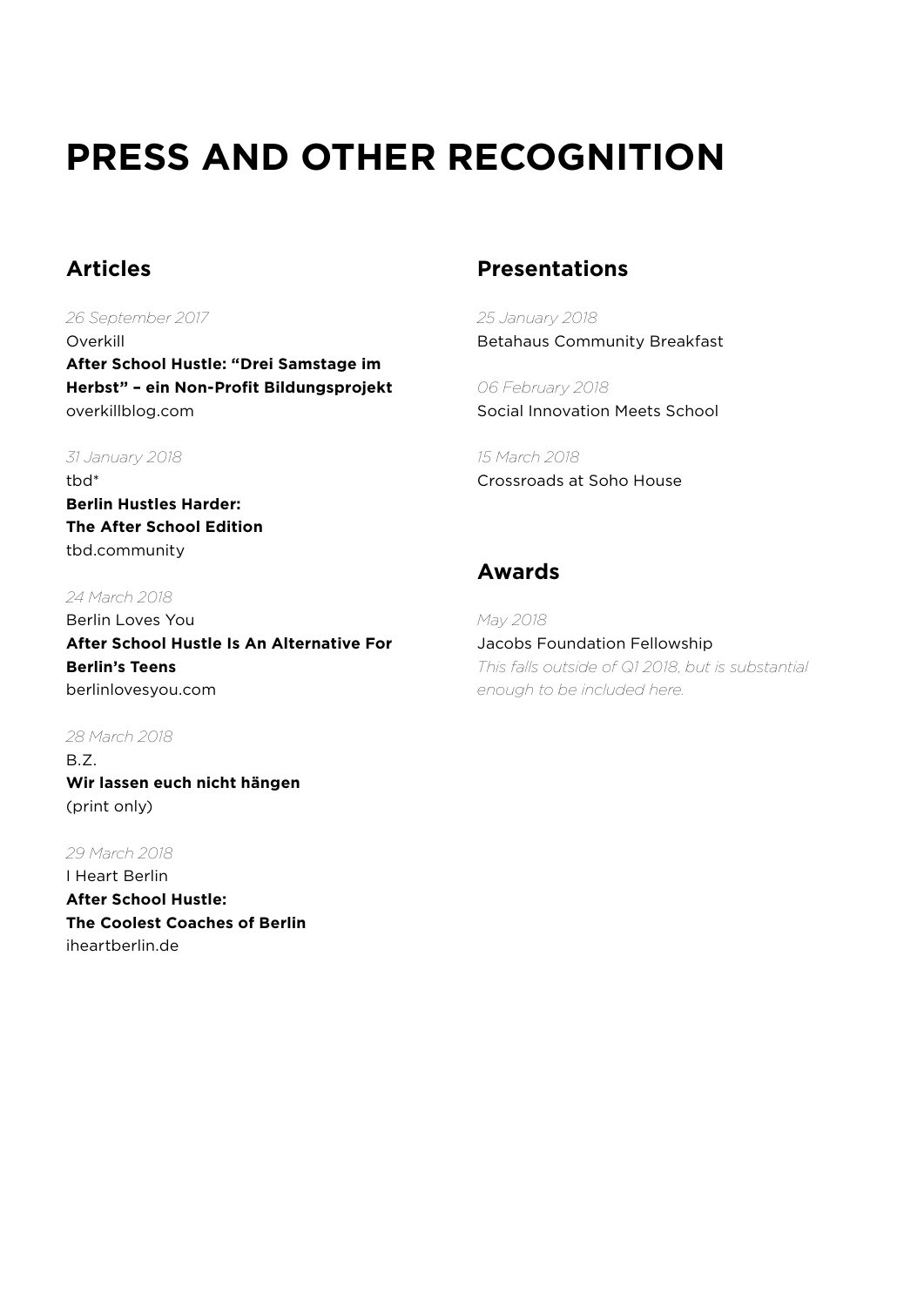# PRESS AND OTHER RECOGNITION

## Articles

*26 September 2017*
Overkill
**After School Hustle: "Drei Samstage im Herbst" – ein Non-Profit Bildungsprojekt**
overkillblog.com

*31 January 2018*
tbd*
**Berlin Hustles Harder:**
**The After School Edition**
tbd.community

*24 March 2018*
Berlin Loves You
**After School Hustle Is An Alternative For Berlin's Teens**
berlinlovesyou.com

*28 March 2018*
B.Z.
**Wir lassen euch nicht hängen**
(print only)

*29 March 2018*
I Heart Berlin
**After School Hustle:**
**The Coolest Coaches of Berlin**
iheartberlin.de

## Presentations

*25 January 2018*
Betahaus Community Breakfast

*06 February 2018*
Social Innovation Meets School

*15 March 2018*
Crossroads at Soho House

## Awards

*May 2018*
Jacobs Foundation Fellowship
*This falls outside of Q1 2018, but is substantial enough to be included here.*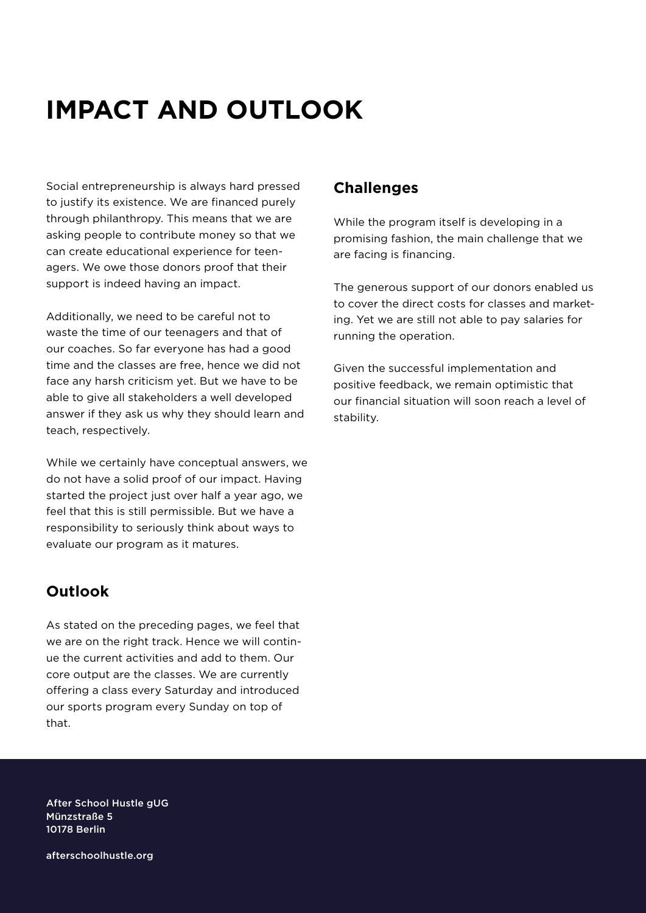# IMPACT AND OUTLOOK

Social entrepreneurship is always hard pressed to justify its existence. We are financed purely through philanthropy. This means that we are asking people to contribute money so that we can create educational experience for teenagers. We owe those donors proof that their support is indeed having an impact.

Additionally, we need to be careful not to waste the time of our teenagers and that of our coaches. So far everyone has had a good time and the classes are free, hence we did not face any harsh criticism yet. But we have to be able to give all stakeholders a well developed answer if they ask us why they should learn and teach, respectively.

While we certainly have conceptual answers, we do not have a solid proof of our impact. Having started the project just over half a year ago, we feel that this is still permissible. But we have a responsibility to seriously think about ways to evaluate our program as it matures.

## Outlook

As stated on the preceding pages, we feel that we are on the right track. Hence we will continue the current activities and add to them. Our core output are the classes. We are currently offering a class every Saturday and introduced our sports program every Sunday on top of that.

## Challenges

While the program itself is developing in a promising fashion, the main challenge that we are facing is financing.

The generous support of our donors enabled us to cover the direct costs for classes and marketing. Yet we are still not able to pay salaries for running the operation.

Given the successful implementation and positive feedback, we remain optimistic that our financial situation will soon reach a level of stability.

After School Hustle gUG
Münzstraße 5
10178 Berlin

afterschoolhustle.org